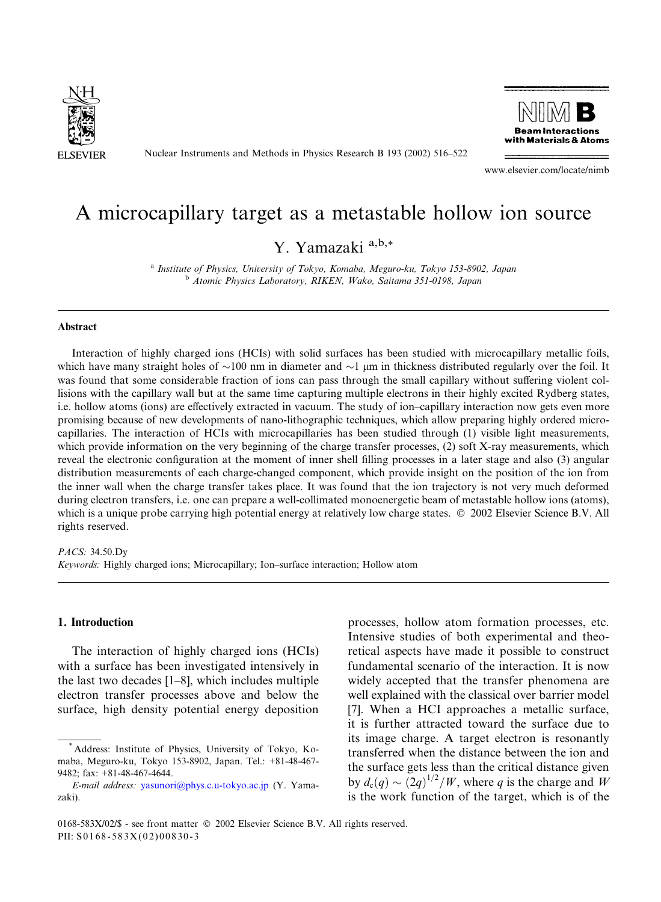# A microcapillary target as a metastable hollow ion source

Y. Yamazaki [a,b,*]

[a] Institute of Physics, University of Tokyo, Komaba, Meguro-ku, Tokyo 153-8902, Japan
[b] Atomic Physics Laboratory, RIKEN, Wako, Saitama 351-0198, Japan

## Abstract

Interaction of highly charged ions (HCIs) with solid surfaces has been studied with microcapillary metallic foils, which have many straight holes of ∼100 nm in diameter and ∼1 μm in thickness distributed regularly over the foil. It was found that some considerable fraction of ions can pass through the small capillary without suffering violent collisions with the capillary wall but at the same time capturing multiple electrons in their highly excited Rydberg states, i.e. hollow atoms (ions) are effectively extracted in vacuum. The study of ion–capillary interaction now gets even more promising because of new developments of nano-lithographic techniques, which allow preparing highly ordered microcapillaries. The interaction of HCIs with microcapillaries has been studied through (1) visible light measurements, which provide information on the very beginning of the charge transfer processes, (2) soft X-ray measurements, which reveal the electronic configuration at the moment of inner shell filling processes in a later stage and also (3) angular distribution measurements of each charge-changed component, which provide insight on the position of the ion from the inner wall when the charge transfer takes place. It was found that the ion trajectory is not very much deformed during electron transfers, i.e. one can prepare a well-collimated monoenergetic beam of metastable hollow ions (atoms), which is a unique probe carrying high potential energy at relatively low charge states. © 2002 Elsevier Science B.V. All rights reserved.

*PACS:* 34.50.Dy

*Keywords:* Highly charged ions; Microcapillary; Ion–surface interaction; Hollow atom

## 1. Introduction

The interaction of highly charged ions (HCIs) with a surface has been investigated intensively in the last two decades [1–8], which includes multiple electron transfer processes above and below the surface, high density potential energy deposition processes, hollow atom formation processes, etc. Intensive studies of both experimental and theoretical aspects have made it possible to construct fundamental scenario of the interaction. It is now widely accepted that the transfer phenomena are well explained with the classical over barrier model [7]. When a HCI approaches a metallic surface, it is further attracted toward the surface due to its image charge. A target electron is resonantly transferred when the distance between the ion and the surface gets less than the critical distance given by $d_c(q) \sim (2q)^{1/2}/W$, where $q$ is the charge and $W$ is the work function of the target, which is of the

---

* Address: Institute of Physics, University of Tokyo, Komaba, Meguro-ku, Tokyo 153-8902, Japan. Tel.: +81-48-467-9482; fax: +81-48-467-4644.

*E-mail address:* yasunori@phys.c.u-tokyo.ac.jp (Y. Yamazaki).

0168-583X/02/$ - see front matter © 2002 Elsevier Science B.V. All rights reserved.
PII: S0168-583X(02)00830-3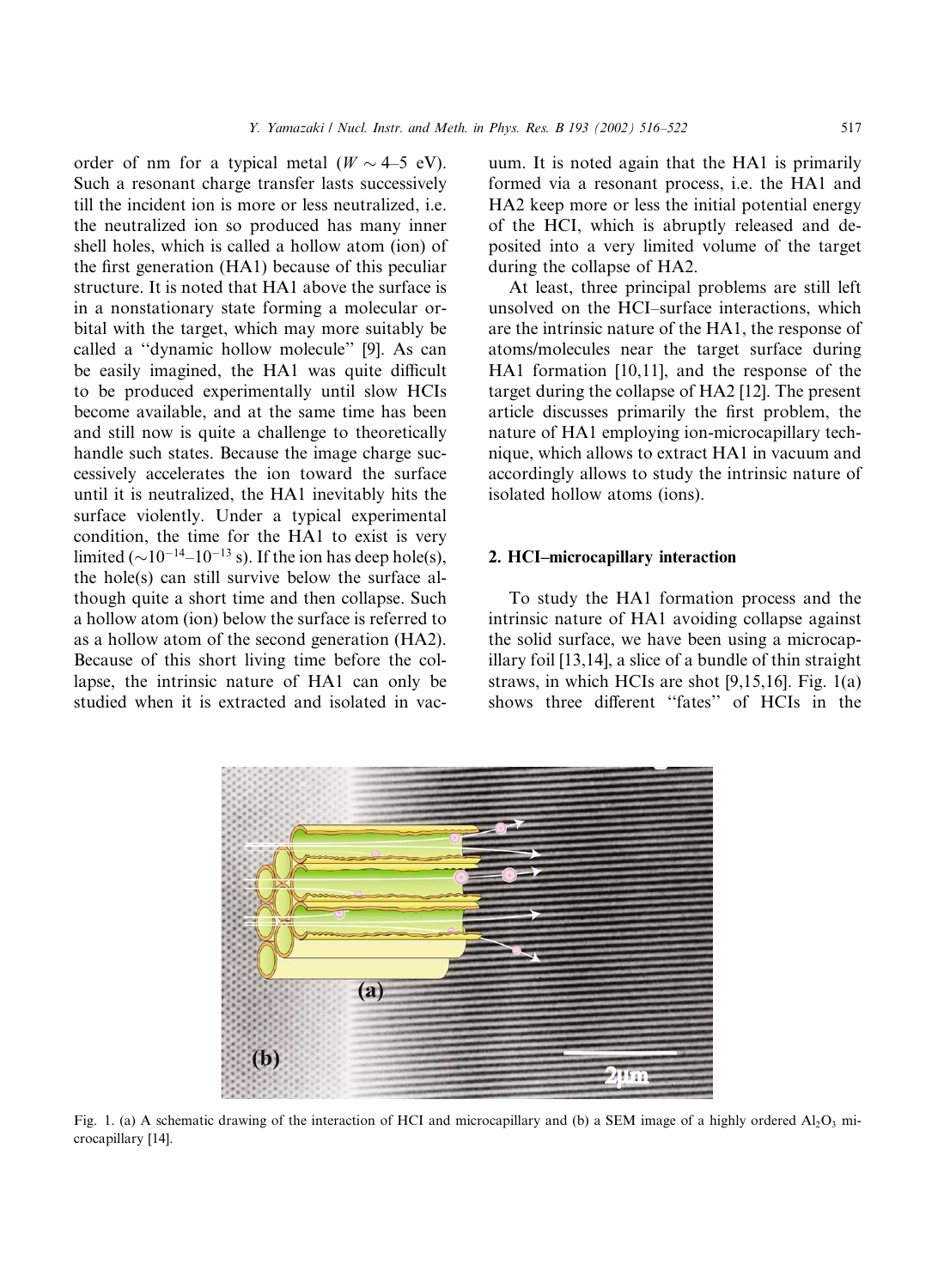order of nm for a typical metal ($W \sim 4$–$5$ eV). Such a resonant charge transfer lasts successively till the incident ion is more or less neutralized, i.e. the neutralized ion so produced has many inner shell holes, which is called a hollow atom (ion) of the first generation (HA1) because of this peculiar structure. It is noted that HA1 above the surface is in a nonstationary state forming a molecular orbital with the target, which may more suitably be called a ''dynamic hollow molecule'' [9]. As can be easily imagined, the HA1 was quite difficult to be produced experimentally until slow HCIs become available, and at the same time has been and still now is quite a challenge to theoretically handle such states. Because the image charge successively accelerates the ion toward the surface until it is neutralized, the HA1 inevitably hits the surface violently. Under a typical experimental condition, the time for the HA1 to exist is very limited ($\sim 10^{-14}$–$10^{-13}$ s). If the ion has deep hole(s), the hole(s) can still survive below the surface although quite a short time and then collapse. Such a hollow atom (ion) below the surface is referred to as a hollow atom of the second generation (HA2). Because of this short living time before the collapse, the intrinsic nature of HA1 can only be studied when it is extracted and isolated in vacuum. It is noted again that the HA1 is primarily formed via a resonant process, i.e. the HA1 and HA2 keep more or less the initial potential energy of the HCI, which is abruptly released and deposited into a very limited volume of the target during the collapse of HA2.

At least, three principal problems are still left unsolved on the HCI–surface interactions, which are the intrinsic nature of the HA1, the response of atoms/molecules near the target surface during HA1 formation [10,11], and the response of the target during the collapse of HA2 [12]. The present article discusses primarily the first problem, the nature of HA1 employing ion-microcapillary technique, which allows to extract HA1 in vacuum and accordingly allows to study the intrinsic nature of isolated hollow atoms (ions).

## 2. HCI–microcapillary interaction

To study the HA1 formation process and the intrinsic nature of HA1 avoiding collapse against the solid surface, we have been using a microcapillary foil [13,14], a slice of a bundle of thin straight straws, in which HCIs are shot [9,15,16]. Fig. 1(a) shows three different ''fates'' of HCIs in the

Fig. 1. (a) A schematic drawing of the interaction of HCI and microcapillary and (b) a SEM image of a highly ordered $Al_2O_3$ microcapillary [14].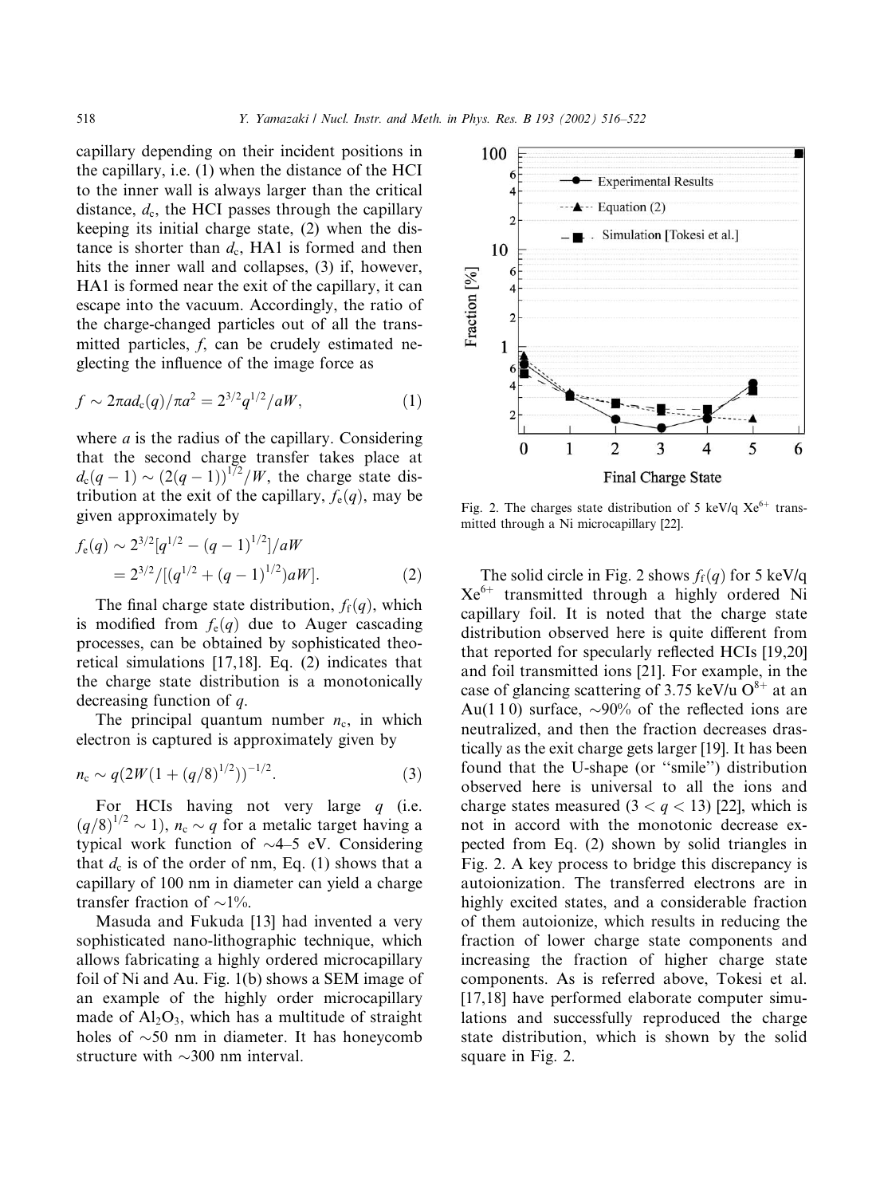capillary depending on their incident positions in the capillary, i.e. (1) when the distance of the HCI to the inner wall is always larger than the critical distance, $d_c$, the HCI passes through the capillary keeping its initial charge state, (2) when the distance is shorter than $d_c$, HA1 is formed and then hits the inner wall and collapses, (3) if, however, HA1 is formed near the exit of the capillary, it can escape into the vacuum. Accordingly, the ratio of the charge-changed particles out of all the transmitted particles, $f$, can be crudely estimated neglecting the influence of the image force as

$$f \sim 2\pi a d_c(q)/\pi a^2 = 2^{3/2} q^{1/2}/aW, \tag{1}$$

where $a$ is the radius of the capillary. Considering that the second charge transfer takes place at $d_c(q-1) \sim (2(q-1))^{1/2}/W$, the charge state distribution at the exit of the capillary, $f_e(q)$, may be given approximately by

$$\begin{aligned} f_e(q) &\sim 2^{3/2}[q^{1/2} - (q-1)^{1/2}]/aW \\ &= 2^{3/2}/[(q^{1/2} + (q-1)^{1/2})aW]. \end{aligned} \tag{2}$$

The final charge state distribution, $f_f(q)$, which is modified from $f_e(q)$ due to Auger cascading processes, can be obtained by sophisticated theoretical simulations [17,18]. Eq. (2) indicates that the charge state distribution is a monotonically decreasing function of $q$.

The principal quantum number $n_c$, in which electron is captured is approximately given by

$$n_c \sim q(2W(1 + (q/8)^{1/2}))^{-1/2}. \tag{3}$$

For HCIs having not very large $q$ (i.e. $(q/8)^{1/2} \sim 1$), $n_c \sim q$ for a metalic target having a typical work function of ~4–5 eV. Considering that $d_c$ is of the order of nm, Eq. (1) shows that a capillary of 100 nm in diameter can yield a charge transfer fraction of ~1%.

Masuda and Fukuda [13] had invented a very sophisticated nano-lithographic technique, which allows fabricating a highly ordered microcapillary foil of Ni and Au. Fig. 1(b) shows a SEM image of an example of the highly order microcapillary made of $Al_2O_3$, which has a multitude of straight holes of ~50 nm in diameter. It has honeycomb structure with ~300 nm interval.

Fig. 2. The charges state distribution of 5 keV/q $Xe^{6+}$ transmitted through a Ni microcapillary [22].

The solid circle in Fig. 2 shows $f_f(q)$ for 5 keV/q $Xe^{6+}$ transmitted through a highly ordered Ni capillary foil. It is noted that the charge state distribution observed here is quite different from that reported for specularly reflected HCIs [19,20] and foil transmitted ions [21]. For example, in the case of glancing scattering of 3.75 keV/u $O^{8+}$ at an Au(1 1 0) surface, ~90% of the reflected ions are neutralized, and then the fraction decreases drastically as the exit charge gets larger [19]. It has been found that the U-shape (or "smile") distribution observed here is universal to all the ions and charge states measured ($3 < q < 13$) [22], which is not in accord with the monotonic decrease expected from Eq. (2) shown by solid triangles in Fig. 2. A key process to bridge this discrepancy is autoionization. The transferred electrons are in highly excited states, and a considerable fraction of them autoionize, which results in reducing the fraction of lower charge state components and increasing the fraction of higher charge state components. As is referred above, Tokesi et al. [17,18] have performed elaborate computer simulations and successfully reproduced the charge state distribution, which is shown by the solid square in Fig. 2.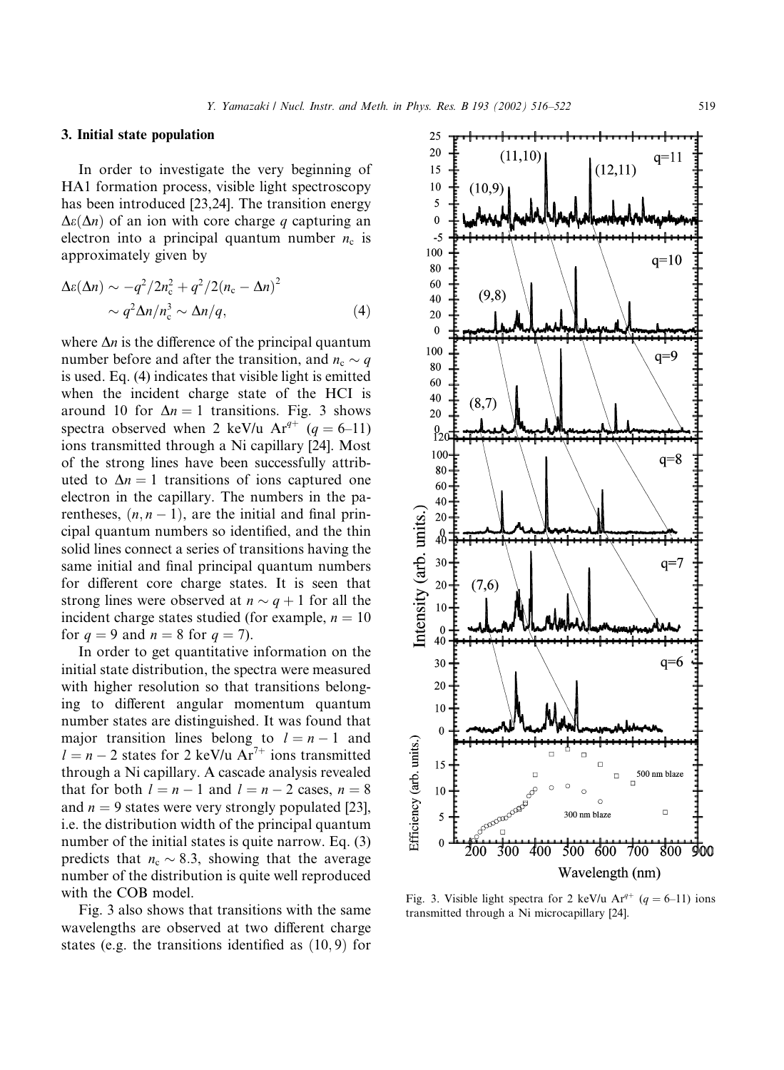## 3. Initial state population

In order to investigate the very beginning of HA1 formation process, visible light spectroscopy has been introduced [23,24]. The transition energy $\Delta\varepsilon(\Delta n)$ of an ion with core charge $q$ capturing an electron into a principal quantum number $n_c$ is approximately given by

$$\Delta\varepsilon(\Delta n) \sim -q^2/2n_c^2 + q^2/2(n_c - \Delta n)^2 \sim q^2\Delta n/n_c^3 \sim \Delta n/q, \tag{4}$$

where $\Delta n$ is the difference of the principal quantum number before and after the transition, and $n_c \sim q$ is used. Eq. (4) indicates that visible light is emitted when the incident charge state of the HCI is around 10 for $\Delta n = 1$ transitions. Fig. 3 shows spectra observed when 2 keV/u $Ar^{q+}$ ($q = 6$–$11$) ions transmitted through a Ni capillary [24]. Most of the strong lines have been successfully attributed to $\Delta n = 1$ transitions of ions captured one electron in the capillary. The numbers in the parentheses, $(n, n-1)$, are the initial and final principal quantum numbers so identified, and the thin solid lines connect a series of transitions having the same initial and final principal quantum numbers for different core charge states. It is seen that strong lines were observed at $n \sim q + 1$ for all the incident charge states studied (for example, $n = 10$ for $q = 9$ and $n = 8$ for $q = 7$).

In order to get quantitative information on the initial state distribution, the spectra were measured with higher resolution so that transitions belonging to different angular momentum quantum number states are distinguished. It was found that major transition lines belong to $l = n - 1$ and $l = n - 2$ states for 2 keV/u $Ar^{7+}$ ions transmitted through a Ni capillary. A cascade analysis revealed that for both $l = n - 1$ and $l = n - 2$ cases, $n = 8$ and $n = 9$ states were very strongly populated [23], i.e. the distribution width of the principal quantum number of the initial states is quite narrow. Eq. (3) predicts that $n_c \sim 8.3$, showing that the average number of the distribution is quite well reproduced with the COB model.

Fig. 3 also shows that transitions with the same wavelengths are observed at two different charge states (e.g. the transitions identified as $(10, 9)$ for

Fig. 3. Visible light spectra for 2 keV/u $Ar^{q+}$ ($q = 6$–$11$) ions transmitted through a Ni microcapillary [24].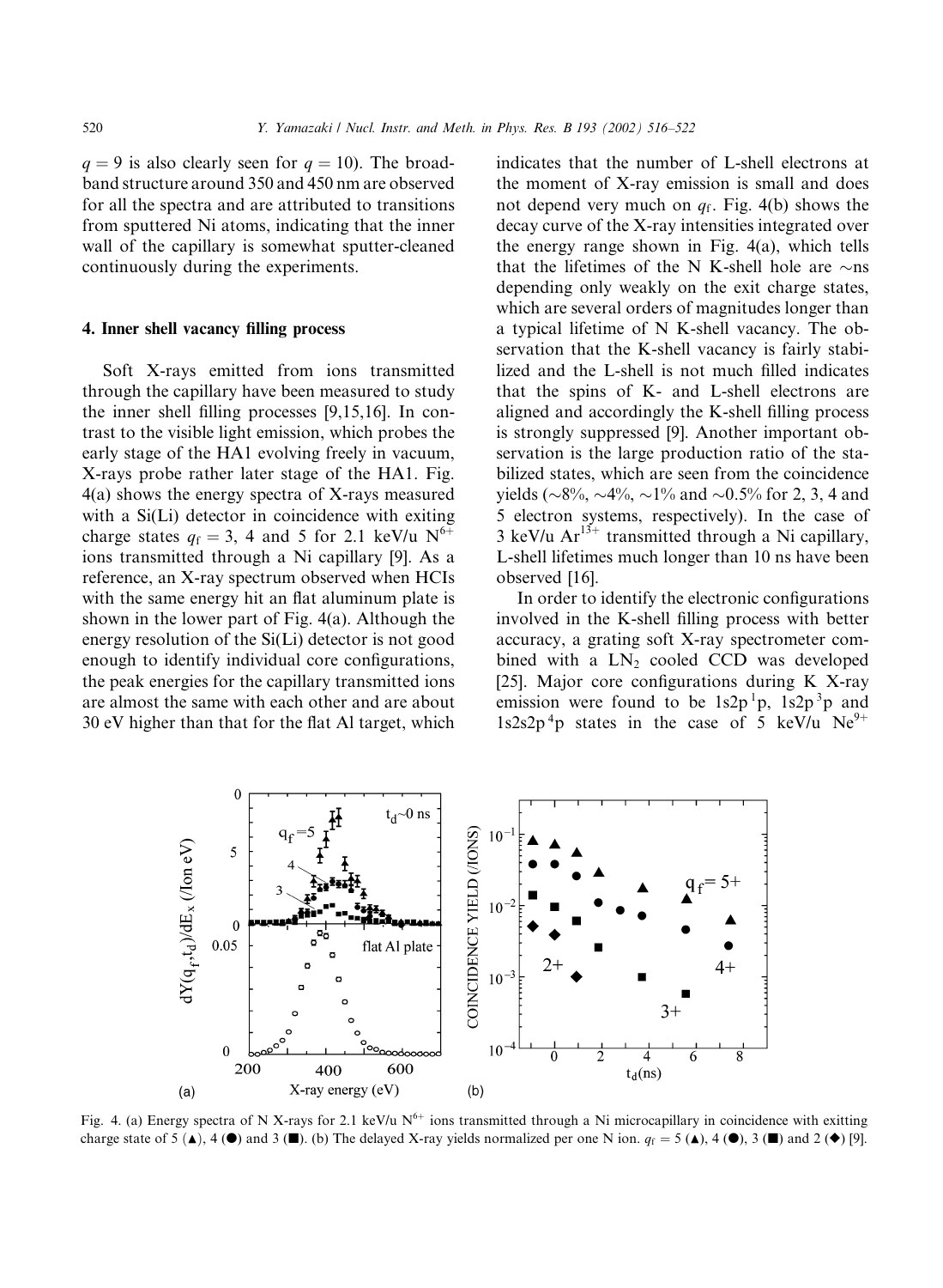$q = 9$ is also clearly seen for $q = 10$). The broad-band structure around 350 and 450 nm are observed for all the spectra and are attributed to transitions from sputtered Ni atoms, indicating that the inner wall of the capillary is somewhat sputter-cleaned continuously during the experiments.

## 4. Inner shell vacancy filling process

Soft X-rays emitted from ions transmitted through the capillary have been measured to study the inner shell filling processes [9,15,16]. In contrast to the visible light emission, which probes the early stage of the HA1 evolving freely in vacuum, X-rays probe rather later stage of the HA1. Fig. 4(a) shows the energy spectra of X-rays measured with a Si(Li) detector in coincidence with exiting charge states $q_f = 3$, 4 and 5 for 2.1 keV/u $N^{6+}$ ions transmitted through a Ni capillary [9]. As a reference, an X-ray spectrum observed when HCIs with the same energy hit an flat aluminum plate is shown in the lower part of Fig. 4(a). Although the energy resolution of the Si(Li) detector is not good enough to identify individual core configurations, the peak energies for the capillary transmitted ions are almost the same with each other and are about 30 eV higher than that for the flat Al target, which indicates that the number of L-shell electrons at the moment of X-ray emission is small and does not depend very much on $q_f$. Fig. 4(b) shows the decay curve of the X-ray intensities integrated over the energy range shown in Fig. 4(a), which tells that the lifetimes of the N K-shell hole are ∼ns depending only weakly on the exit charge states, which are several orders of magnitudes longer than a typical lifetime of N K-shell vacancy. The observation that the K-shell vacancy is fairly stabilized and the L-shell is not much filled indicates that the spins of K- and L-shell electrons are aligned and accordingly the K-shell filling process is strongly suppressed [9]. Another important observation is the large production ratio of the stabilized states, which are seen from the coincidence yields (∼8%, ∼4%, ∼1% and ∼0.5% for 2, 3, 4 and 5 electron systems, respectively). In the case of 3 keV/u $Ar^{13+}$ transmitted through a Ni capillary, L-shell lifetimes much longer than 10 ns have been observed [16].

In order to identify the electronic configurations involved in the K-shell filling process with better accuracy, a grating soft X-ray spectrometer combined with a $LN_2$ cooled CCD was developed [25]. Major core configurations during K X-ray emission were found to be $1s2p\,^1p$, $1s2p\,^3p$ and $1s2s2p\,^4p$ states in the case of 5 keV/u $Ne^{9+}$

Fig. 4. (a) Energy spectra of N X-rays for 2.1 keV/u $N^{6+}$ ions transmitted through a Ni microcapillary in coincidence with exitting charge state of 5 (▲), 4 (●) and 3 (■). (b) The delayed X-ray yields normalized per one N ion. $q_f = 5$ (▲), 4 (●), 3 (■) and 2 (◆) [9].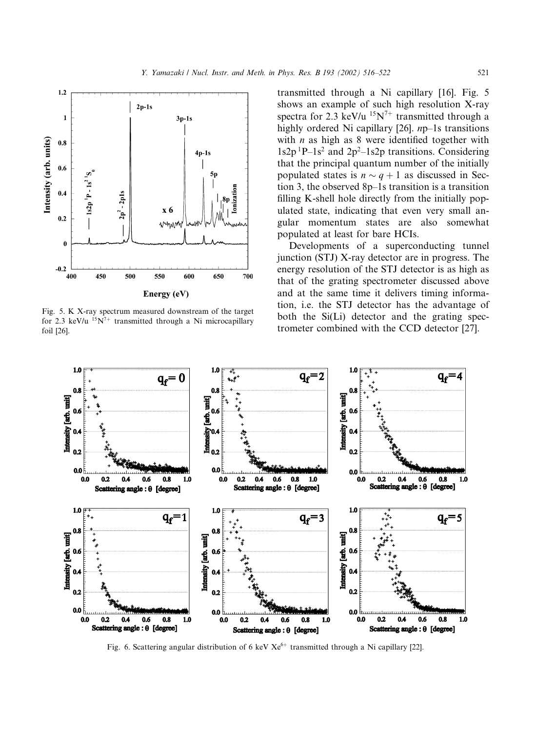Fig. 5. K X-ray spectrum measured downstream of the target for 2.3 keV/u $^{15}N^{7+}$ transmitted through a Ni microcapillary foil [26].

transmitted through a Ni capillary [16]. Fig. 5 shows an example of such high resolution X-ray spectra for 2.3 keV/u $^{15}N^{7+}$ transmitted through a highly ordered Ni capillary [26]. $n$p–1s transitions with $n$ as high as 8 were identified together with $1s2p\,^1P$–$1s^2$ and $2p^2$–$1s2p$ transitions. Considering that the principal quantum number of the initially populated states is $n \sim q + 1$ as discussed in Section 3, the observed 8p–1s transition is a transition filling K-shell hole directly from the initially populated state, indicating that even very small angular momentum states are also somewhat populated at least for bare HCIs.

Developments of a superconducting tunnel junction (STJ) X-ray detector are in progress. The energy resolution of the STJ detector is as high as that of the grating spectrometer discussed above and at the same time it delivers timing information, i.e. the STJ detector has the advantage of both the Si(Li) detector and the grating spectrometer combined with the CCD detector [27].

Fig. 6. Scattering angular distribution of 6 keV $Xe^{6+}$ transmitted through a Ni capillary [22].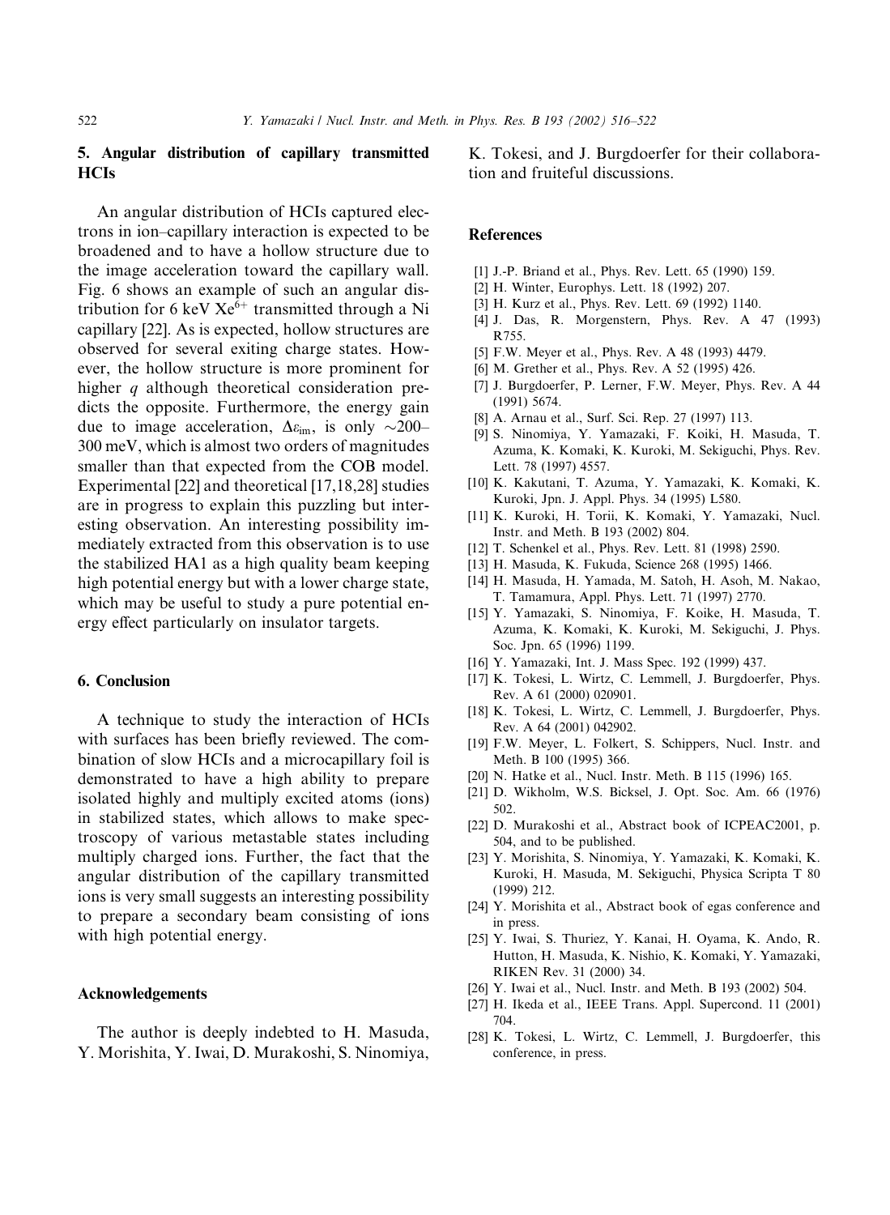## 5. Angular distribution of capillary transmitted HCIs

An angular distribution of HCIs captured electrons in ion–capillary interaction is expected to be broadened and to have a hollow structure due to the image acceleration toward the capillary wall. Fig. 6 shows an example of such an angular distribution for 6 keV $Xe^{6+}$ transmitted through a Ni capillary [22]. As is expected, hollow structures are observed for several exiting charge states. However, the hollow structure is more prominent for higher $q$ although theoretical consideration predicts the opposite. Furthermore, the energy gain due to image acceleration, $\Delta\varepsilon_{im}$, is only ~200–300 meV, which is almost two orders of magnitudes smaller than that expected from the COB model. Experimental [22] and theoretical [17,18,28] studies are in progress to explain this puzzling but interesting observation. An interesting possibility immediately extracted from this observation is to use the stabilized HA1 as a high quality beam keeping high potential energy but with a lower charge state, which may be useful to study a pure potential energy effect particularly on insulator targets.

## 6. Conclusion

A technique to study the interaction of HCIs with surfaces has been briefly reviewed. The combination of slow HCIs and a microcapillary foil is demonstrated to have a high ability to prepare isolated highly and multiply excited atoms (ions) in stabilized states, which allows to make spectroscopy of various metastable states including multiply charged ions. Further, the fact that the angular distribution of the capillary transmitted ions is very small suggests an interesting possibility to prepare a secondary beam consisting of ions with high potential energy.

## Acknowledgements

The author is deeply indebted to H. Masuda, Y. Morishita, Y. Iwai, D. Murakoshi, S. Ninomiya, K. Tokesi, and J. Burgdoerfer for their collaboration and fruiteful discussions.

## References

[1] J.-P. Briand et al., Phys. Rev. Lett. 65 (1990) 159.

[2] H. Winter, Europhys. Lett. 18 (1992) 207.

[3] H. Kurz et al., Phys. Rev. Lett. 69 (1992) 1140.

[4] J. Das, R. Morgenstern, Phys. Rev. A 47 (1993) R755.

[5] F.W. Meyer et al., Phys. Rev. A 48 (1993) 4479.

[6] M. Grether et al., Phys. Rev. A 52 (1995) 426.

[7] J. Burgdoerfer, P. Lerner, F.W. Meyer, Phys. Rev. A 44 (1991) 5674.

[8] A. Arnau et al., Surf. Sci. Rep. 27 (1997) 113.

[9] S. Ninomiya, Y. Yamazaki, F. Koiki, H. Masuda, T. Azuma, K. Komaki, K. Kuroki, M. Sekiguchi, Phys. Rev. Lett. 78 (1997) 4557.

[10] K. Kakutani, T. Azuma, Y. Yamazaki, K. Komaki, K. Kuroki, Jpn. J. Appl. Phys. 34 (1995) L580.

[11] K. Kuroki, H. Torii, K. Komaki, Y. Yamazaki, Nucl. Instr. and Meth. B 193 (2002) 804.

[12] T. Schenkel et al., Phys. Rev. Lett. 81 (1998) 2590.

[13] H. Masuda, K. Fukuda, Science 268 (1995) 1466.

[14] H. Masuda, H. Yamada, M. Satoh, H. Asoh, M. Nakao, T. Tamamura, Appl. Phys. Lett. 71 (1997) 2770.

[15] Y. Yamazaki, S. Ninomiya, F. Koike, H. Masuda, T. Azuma, K. Komaki, K. Kuroki, M. Sekiguchi, J. Phys. Soc. Jpn. 65 (1996) 1199.

[16] Y. Yamazaki, Int. J. Mass Spec. 192 (1999) 437.

[17] K. Tokesi, L. Wirtz, C. Lemmell, J. Burgdoerfer, Phys. Rev. A 61 (2000) 020901.

[18] K. Tokesi, L. Wirtz, C. Lemmell, J. Burgdoerfer, Phys. Rev. A 64 (2001) 042902.

[19] F.W. Meyer, L. Folkert, S. Schippers, Nucl. Instr. and Meth. B 100 (1995) 366.

[20] N. Hatke et al., Nucl. Instr. Meth. B 115 (1996) 165.

[21] D. Wikholm, W.S. Bicksel, J. Opt. Soc. Am. 66 (1976) 502.

[22] D. Murakoshi et al., Abstract book of ICPEAC2001, p. 504, and to be published.

[23] Y. Morishita, S. Ninomiya, Y. Yamazaki, K. Komaki, K. Kuroki, H. Masuda, M. Sekiguchi, Physica Scripta T 80 (1999) 212.

[24] Y. Morishita et al., Abstract book of egas conference and in press.

[25] Y. Iwai, S. Thuriez, Y. Kanai, H. Oyama, K. Ando, R. Hutton, H. Masuda, K. Nishio, K. Komaki, Y. Yamazaki, RIKEN Rev. 31 (2000) 34.

[26] Y. Iwai et al., Nucl. Instr. and Meth. B 193 (2002) 504.

[27] H. Ikeda et al., IEEE Trans. Appl. Supercond. 11 (2001) 704.

[28] K. Tokesi, L. Wirtz, C. Lemmell, J. Burgdoerfer, this conference, in press.